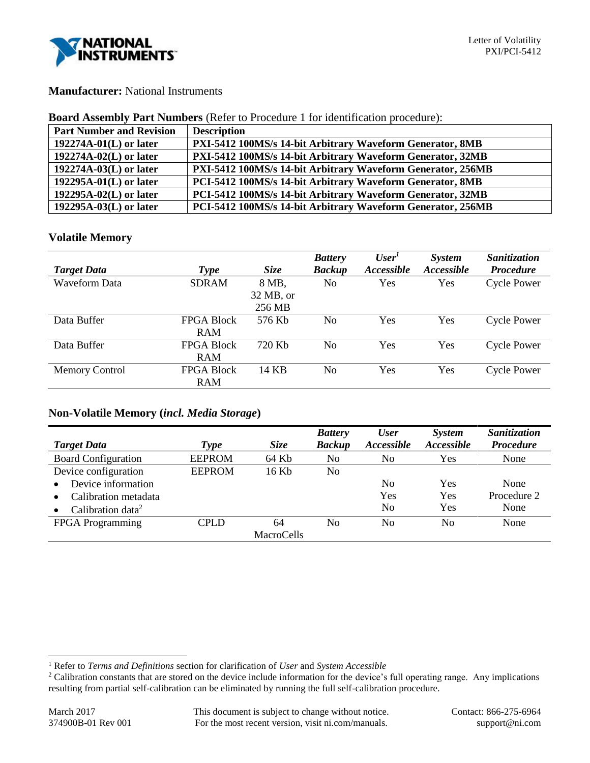**Manufacturer:** National Instruments

**Board Assembly Part Numbers** (Refer to Procedure 1 for identification procedure):

| Part Number and Revision | Description |
|---|---|
| **192274A-01(L) or later** | **PXI-5412 100MS/s 14-bit Arbitrary Waveform Generator, 8MB** |
| **192274A-02(L) or later** | **PXI-5412 100MS/s 14-bit Arbitrary Waveform Generator, 32MB** |
| **192274A-03(L) or later** | **PXI-5412 100MS/s 14-bit Arbitrary Waveform Generator, 256MB** |
| **192295A-01(L) or later** | **PCI-5412 100MS/s 14-bit Arbitrary Waveform Generator, 8MB** |
| **192295A-02(L) or later** | **PCI-5412 100MS/s 14-bit Arbitrary Waveform Generator, 32MB** |
| **192295A-03(L) or later** | **PCI-5412 100MS/s 14-bit Arbitrary Waveform Generator, 256MB** |

## Volatile Memory

| *Target Data* | *Type* | *Size* | *Battery Backup* | *User*[1] *Accessible* | *System Accessible* | *Sanitization Procedure* |
|---|---|---|---|---|---|---|
| Waveform Data | SDRAM | 8 MB, 32 MB, or 256 MB | No | Yes | Yes | Cycle Power |
| Data Buffer | FPGA Block RAM | 576 Kb | No | Yes | Yes | Cycle Power |
| Data Buffer | FPGA Block RAM | 720 Kb | No | Yes | Yes | Cycle Power |
| Memory Control | FPGA Block RAM | 14 KB | No | Yes | Yes | Cycle Power |

## Non-Volatile Memory (*incl. Media Storage*)

| *Target Data* | *Type* | *Size* | *Battery Backup* | *User Accessible* | *System Accessible* | *Sanitization Procedure* |
|---|---|---|---|---|---|---|
| Board Configuration | EEPROM | 64 Kb | No | No | Yes | None |
| Device configuration | EEPROM | 16 Kb | No | | | |
| • Device information | | | | No | Yes | None |
| • Calibration metadata | | | | Yes | Yes | Procedure 2 |
| • Calibration data[2] | | | | No | Yes | None |
| FPGA Programming | CPLD | 64 MacroCells | No | No | No | None |

[1] Refer to *Terms and Definitions* section for clarification of *User* and *System Accessible*

[2] Calibration constants that are stored on the device include information for the device's full operating range. Any implications resulting from partial self-calibration can be eliminated by running the full self-calibration procedure.

March 2017
374900B-01 Rev 001

This document is subject to change without notice.
For the most recent version, visit ni.com/manuals.

Contact: 866-275-6964
support@ni.com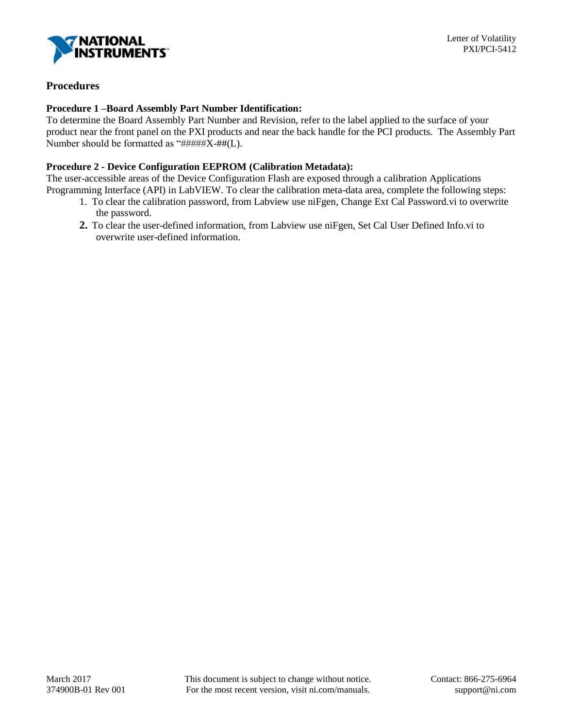## Procedures

**Procedure 1 –Board Assembly Part Number Identification:**
To determine the Board Assembly Part Number and Revision, refer to the label applied to the surface of your product near the front panel on the PXI products and near the back handle for the PCI products. The Assembly Part Number should be formatted as "#####X-##(L).

**Procedure 2 - Device Configuration EEPROM (Calibration Metadata):**
The user-accessible areas of the Device Configuration Flash are exposed through a calibration Applications Programming Interface (API) in LabVIEW. To clear the calibration meta-data area, complete the following steps:

1. To clear the calibration password, from Labview use niFgen, Change Ext Cal Password.vi to overwrite the password.
2. To clear the user-defined information, from Labview use niFgen, Set Cal User Defined Info.vi to overwrite user-defined information.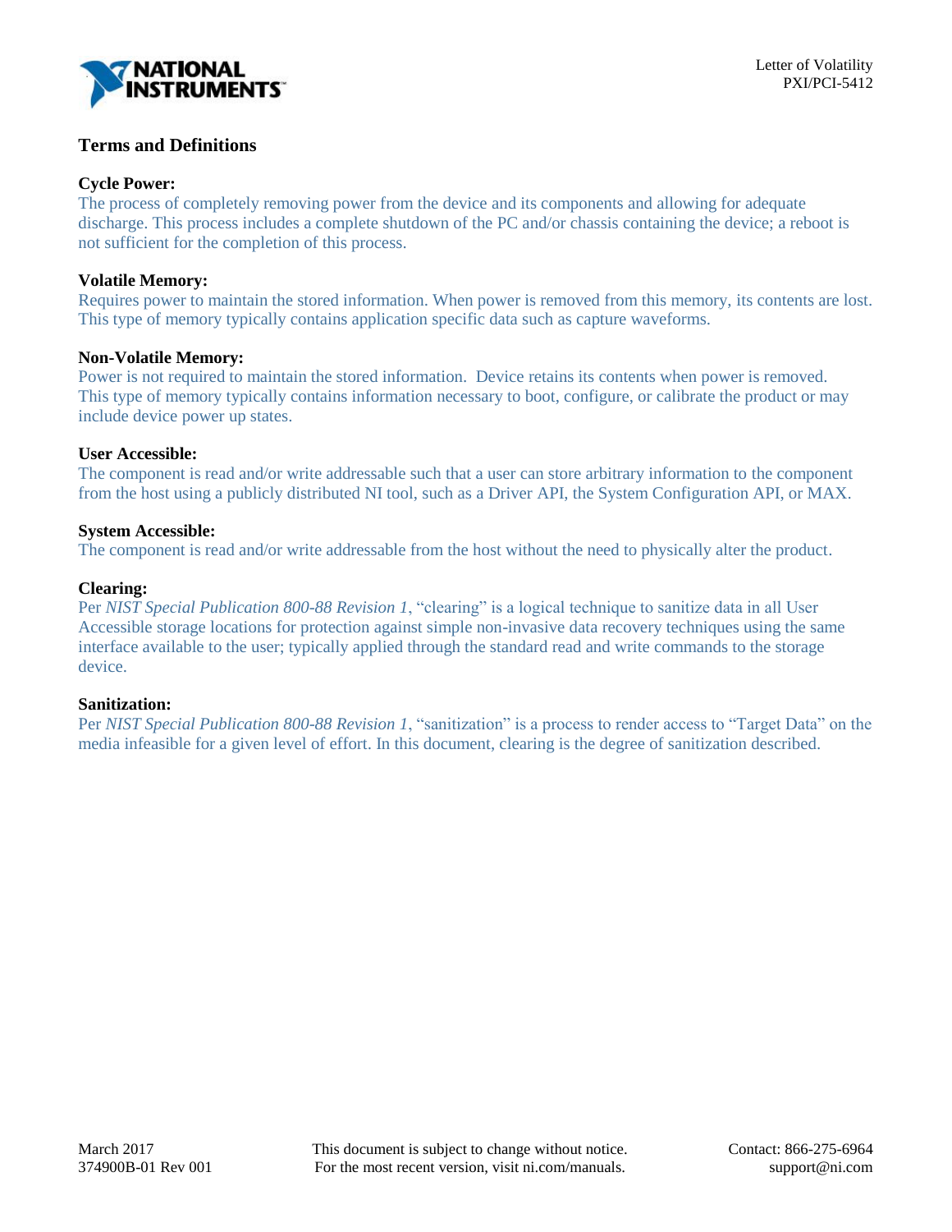## Terms and Definitions

**Cycle Power:**
The process of completely removing power from the device and its components and allowing for adequate discharge. This process includes a complete shutdown of the PC and/or chassis containing the device; a reboot is not sufficient for the completion of this process.

**Volatile Memory:**
Requires power to maintain the stored information. When power is removed from this memory, its contents are lost. This type of memory typically contains application specific data such as capture waveforms.

**Non-Volatile Memory:**
Power is not required to maintain the stored information. Device retains its contents when power is removed. This type of memory typically contains information necessary to boot, configure, or calibrate the product or may include device power up states.

**User Accessible:**
The component is read and/or write addressable such that a user can store arbitrary information to the component from the host using a publicly distributed NI tool, such as a Driver API, the System Configuration API, or MAX.

**System Accessible:**
The component is read and/or write addressable from the host without the need to physically alter the product.

**Clearing:**
Per *NIST Special Publication 800-88 Revision 1*, "clearing" is a logical technique to sanitize data in all User Accessible storage locations for protection against simple non-invasive data recovery techniques using the same interface available to the user; typically applied through the standard read and write commands to the storage device.

**Sanitization:**
Per *NIST Special Publication 800-88 Revision 1*, "sanitization" is a process to render access to "Target Data" on the media infeasible for a given level of effort. In this document, clearing is the degree of sanitization described.